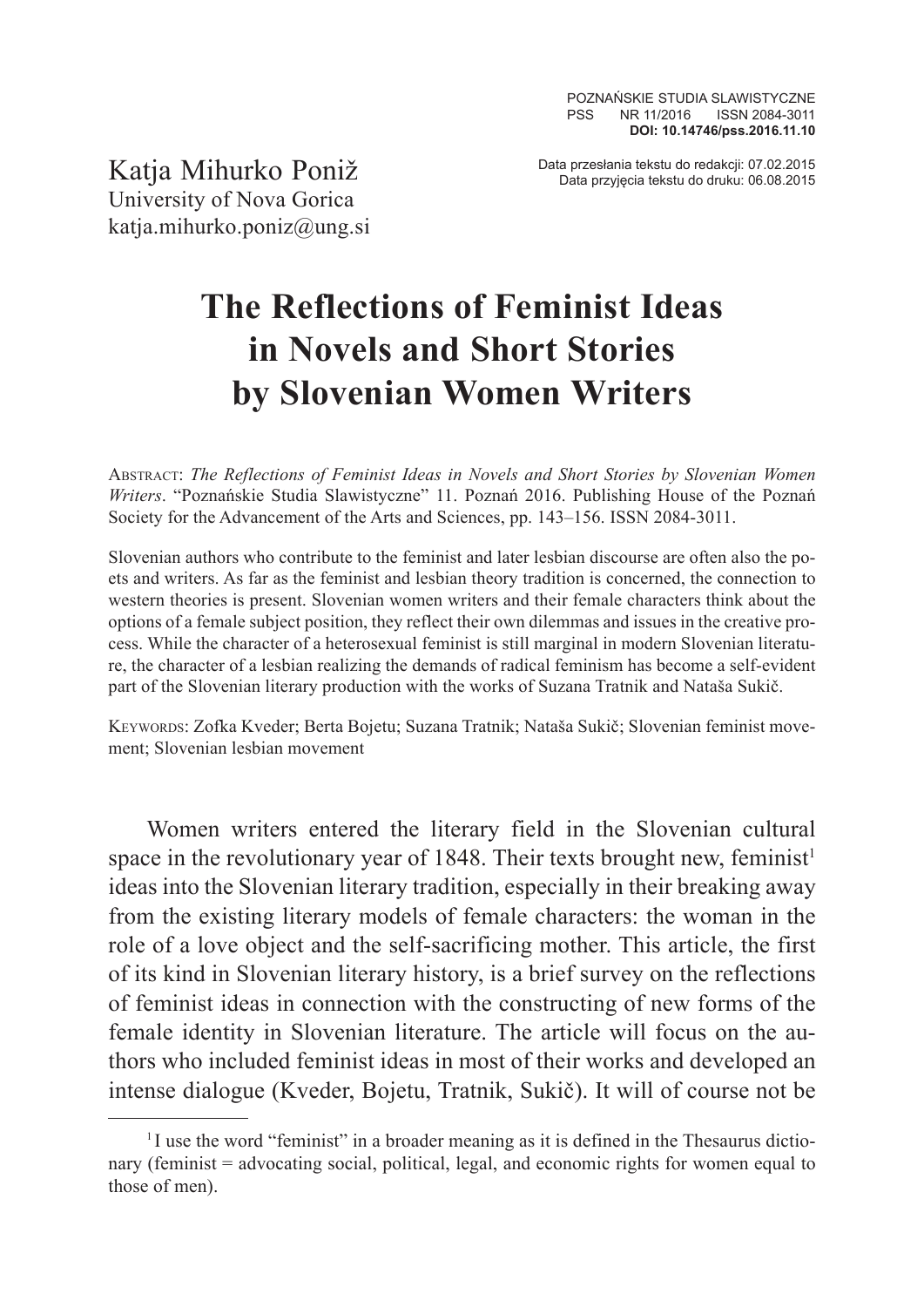Katja Mihurko Poniž
University of Nova Gorica
katja.mihurko.poniz@ung.si

Data przesłania tekstu do redakcji: 07.02.2015
Data przyjęcia tekstu do druku: 06.08.2015

# The Reflections of Feminist Ideas in Novels and Short Stories by Slovenian Women Writers

Abstract: *The Reflections of Feminist Ideas in Novels and Short Stories by Slovenian Women Writers*. "Poznańskie Studia Slawistyczne" 11. Poznań 2016. Publishing House of the Poznań Society for the Advancement of the Arts and Sciences, pp. 143–156. ISSN 2084-3011.

Slovenian authors who contribute to the feminist and later lesbian discourse are often also the poets and writers. As far as the feminist and lesbian theory tradition is concerned, the connection to western theories is present. Slovenian women writers and their female characters think about the options of a female subject position, they reflect their own dilemmas and issues in the creative process. While the character of a heterosexual feminist is still marginal in modern Slovenian literature, the character of a lesbian realizing the demands of radical feminism has become a self-evident part of the Slovenian literary production with the works of Suzana Tratnik and Nataša Sukič.

Keywords: Zofka Kveder; Berta Bojetu; Suzana Tratnik; Nataša Sukič; Slovenian feminist movement; Slovenian lesbian movement

Women writers entered the literary field in the Slovenian cultural space in the revolutionary year of 1848. Their texts brought new, feminist[1] ideas into the Slovenian literary tradition, especially in their breaking away from the existing literary models of female characters: the woman in the role of a love object and the self-sacrificing mother. This article, the first of its kind in Slovenian literary history, is a brief survey on the reflections of feminist ideas in connection with the constructing of new forms of the female identity in Slovenian literature. The article will focus on the authors who included feminist ideas in most of their works and developed an intense dialogue (Kveder, Bojetu, Tratnik, Sukič). It will of course not be

[1] I use the word "feminist" in a broader meaning as it is defined in the Thesaurus dictionary (feminist = advocating social, political, legal, and economic rights for women equal to those of men).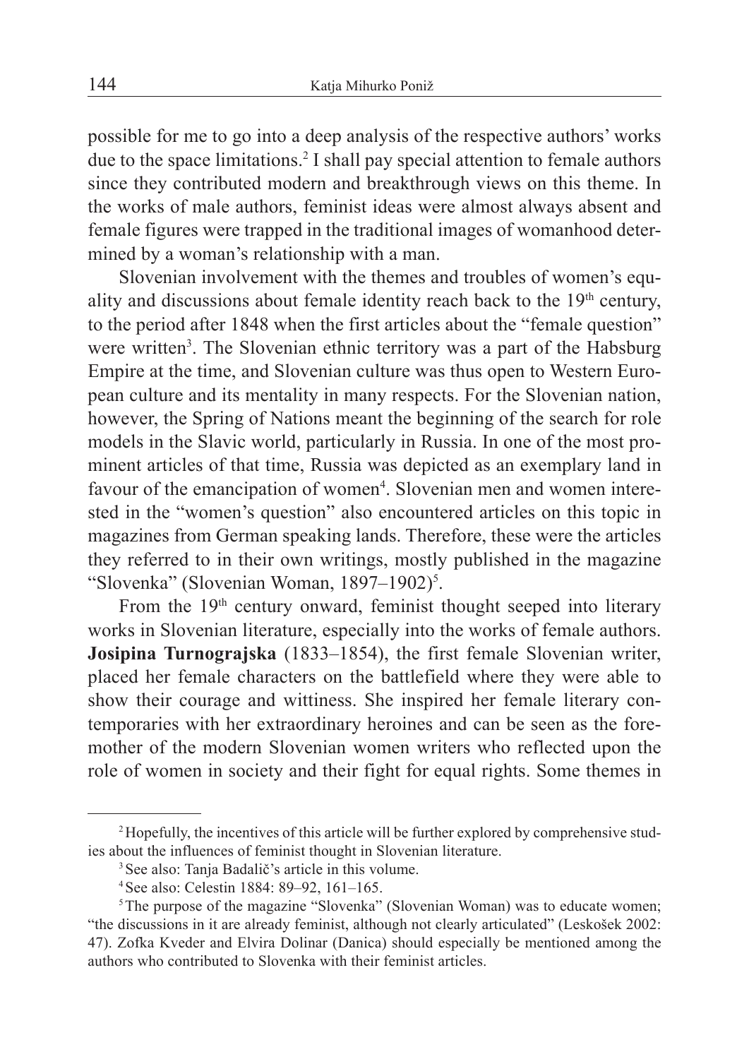possible for me to go into a deep analysis of the respective authors' works due to the space limitations.[2] I shall pay special attention to female authors since they contributed modern and breakthrough views on this theme. In the works of male authors, feminist ideas were almost always absent and female figures were trapped in the traditional images of womanhood determined by a woman's relationship with a man.

Slovenian involvement with the themes and troubles of women's equality and discussions about female identity reach back to the 19th century, to the period after 1848 when the first articles about the "female question" were written[3]. The Slovenian ethnic territory was a part of the Habsburg Empire at the time, and Slovenian culture was thus open to Western European culture and its mentality in many respects. For the Slovenian nation, however, the Spring of Nations meant the beginning of the search for role models in the Slavic world, particularly in Russia. In one of the most prominent articles of that time, Russia was depicted as an exemplary land in favour of the emancipation of women[4]. Slovenian men and women interested in the "women's question" also encountered articles on this topic in magazines from German speaking lands. Therefore, these were the articles they referred to in their own writings, mostly published in the magazine "Slovenka" (Slovenian Woman, 1897–1902)[5].

From the 19th century onward, feminist thought seeped into literary works in Slovenian literature, especially into the works of female authors. **Josipina Turnograjska** (1833–1854), the first female Slovenian writer, placed her female characters on the battlefield where they were able to show their courage and wittiness. She inspired her female literary contemporaries with her extraordinary heroines and can be seen as the foremother of the modern Slovenian women writers who reflected upon the role of women in society and their fight for equal rights. Some themes in

---

[2] Hopefully, the incentives of this article will be further explored by comprehensive studies about the influences of feminist thought in Slovenian literature.

[3] See also: Tanja Badalič's article in this volume.

[4] See also: Celestin 1884: 89–92, 161–165.

[5] The purpose of the magazine "Slovenka" (Slovenian Woman) was to educate women; "the discussions in it are already feminist, although not clearly articulated" (Leskošek 2002: 47). Zofka Kveder and Elvira Dolinar (Danica) should especially be mentioned among the authors who contributed to Slovenka with their feminist articles.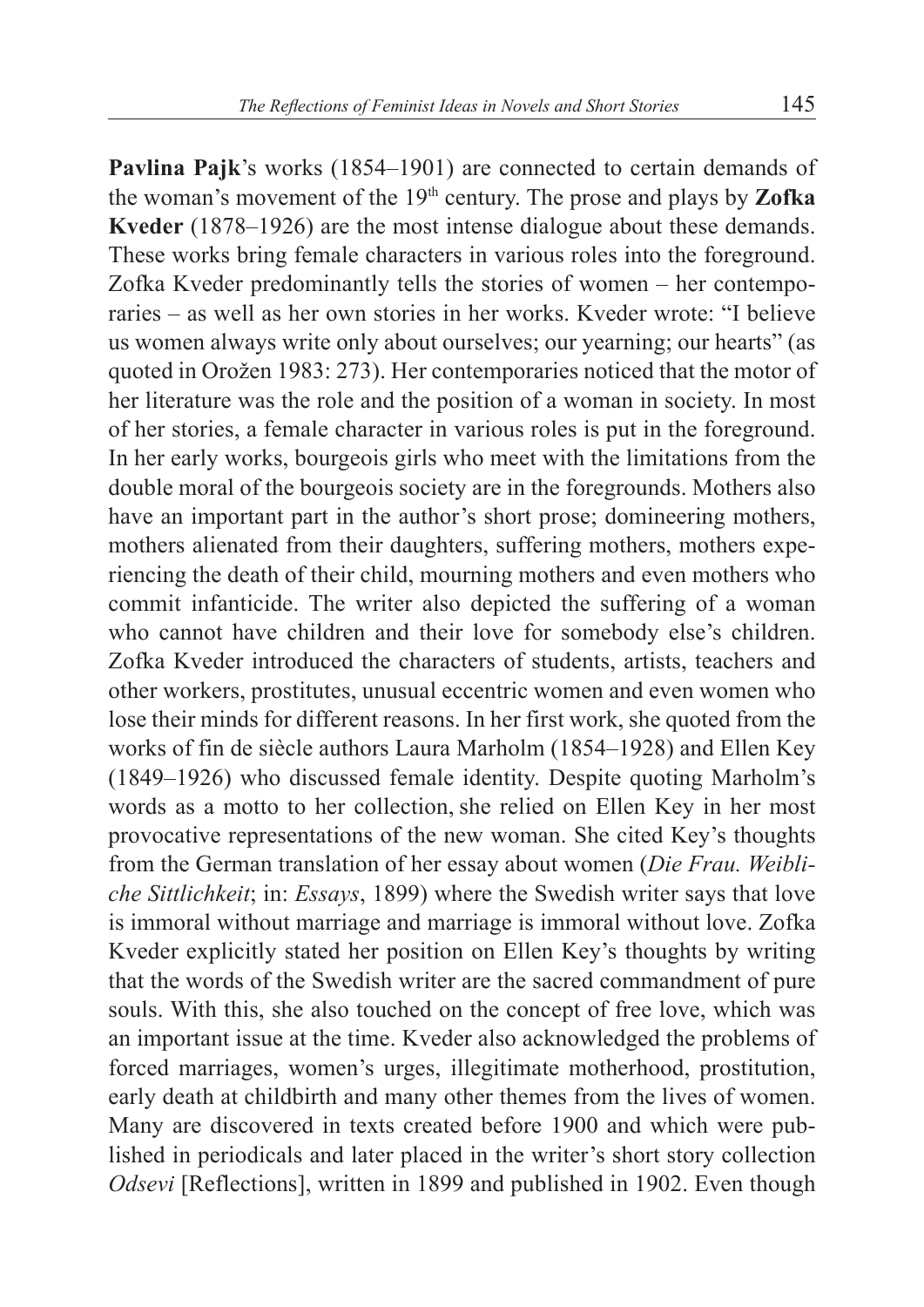**Pavlina Pajk**'s works (1854–1901) are connected to certain demands of the woman's movement of the 19th century. The prose and plays by **Zofka Kveder** (1878–1926) are the most intense dialogue about these demands. These works bring female characters in various roles into the foreground. Zofka Kveder predominantly tells the stories of women – her contemporaries – as well as her own stories in her works. Kveder wrote: "I believe us women always write only about ourselves; our yearning; our hearts" (as quoted in Orožen 1983: 273). Her contemporaries noticed that the motor of her literature was the role and the position of a woman in society. In most of her stories, a female character in various roles is put in the foreground. In her early works, bourgeois girls who meet with the limitations from the double moral of the bourgeois society are in the foregrounds. Mothers also have an important part in the author's short prose; domineering mothers, mothers alienated from their daughters, suffering mothers, mothers experiencing the death of their child, mourning mothers and even mothers who commit infanticide. The writer also depicted the suffering of a woman who cannot have children and their love for somebody else's children. Zofka Kveder introduced the characters of students, artists, teachers and other workers, prostitutes, unusual eccentric women and even women who lose their minds for different reasons. In her first work, she quoted from the works of fin de siècle authors Laura Marholm (1854–1928) and Ellen Key (1849–1926) who discussed female identity. Despite quoting Marholm's words as a motto to her collection, she relied on Ellen Key in her most provocative representations of the new woman. She cited Key's thoughts from the German translation of her essay about women (*Die Frau. Weibliche Sittlichkeit*; in: *Essays*, 1899) where the Swedish writer says that love is immoral without marriage and marriage is immoral without love. Zofka Kveder explicitly stated her position on Ellen Key's thoughts by writing that the words of the Swedish writer are the sacred commandment of pure souls. With this, she also touched on the concept of free love, which was an important issue at the time. Kveder also acknowledged the problems of forced marriages, women's urges, illegitimate motherhood, prostitution, early death at childbirth and many other themes from the lives of women. Many are discovered in texts created before 1900 and which were published in periodicals and later placed in the writer's short story collection *Odsevi* [Reflections], written in 1899 and published in 1902. Even though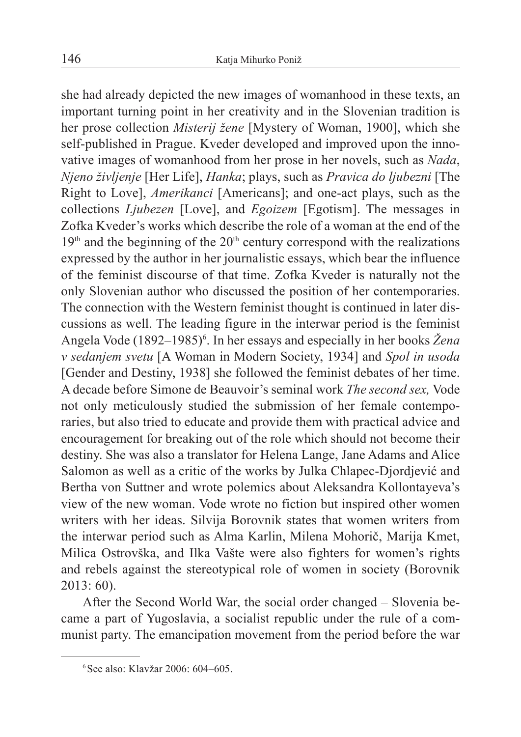she had already depicted the new images of womanhood in these texts, an important turning point in her creativity and in the Slovenian tradition is her prose collection *Misterij žene* [Mystery of Woman, 1900], which she self-published in Prague. Kveder developed and improved upon the innovative images of womanhood from her prose in her novels, such as *Nada*, *Njeno življenje* [Her Life], *Hanka*; plays, such as *Pravica do ljubezni* [The Right to Love], *Amerikanci* [Americans]; and one-act plays, such as the collections *Ljubezen* [Love], and *Egoizem* [Egotism]. The messages in Zofka Kveder's works which describe the role of a woman at the end of the 19th and the beginning of the 20th century correspond with the realizations expressed by the author in her journalistic essays, which bear the influence of the feminist discourse of that time. Zofka Kveder is naturally not the only Slovenian author who discussed the position of her contemporaries. The connection with the Western feminist thought is continued in later discussions as well. The leading figure in the interwar period is the feminist Angela Vode (1892–1985)[6]. In her essays and especially in her books *Žena v sedanjem svetu* [A Woman in Modern Society, 1934] and *Spol in usoda* [Gender and Destiny, 1938] she followed the feminist debates of her time. A decade before Simone de Beauvoir's seminal work *The second sex,* Vode not only meticulously studied the submission of her female contemporaries, but also tried to educate and provide them with practical advice and encouragement for breaking out of the role which should not become their destiny. She was also a translator for Helena Lange, Jane Adams and Alice Salomon as well as a critic of the works by Julka Chlapec-Djordjević and Bertha von Suttner and wrote polemics about Aleksandra Kollontayeva's view of the new woman. Vode wrote no fiction but inspired other women writers with her ideas. Silvija Borovnik states that women writers from the interwar period such as Alma Karlin, Milena Mohorič, Marija Kmet, Milica Ostrovška, and Ilka Vašte were also fighters for women's rights and rebels against the stereotypical role of women in society (Borovnik 2013: 60).

After the Second World War, the social order changed – Slovenia became a part of Yugoslavia, a socialist republic under the rule of a communist party. The emancipation movement from the period before the war

[6] See also: Klavžar 2006: 604–605.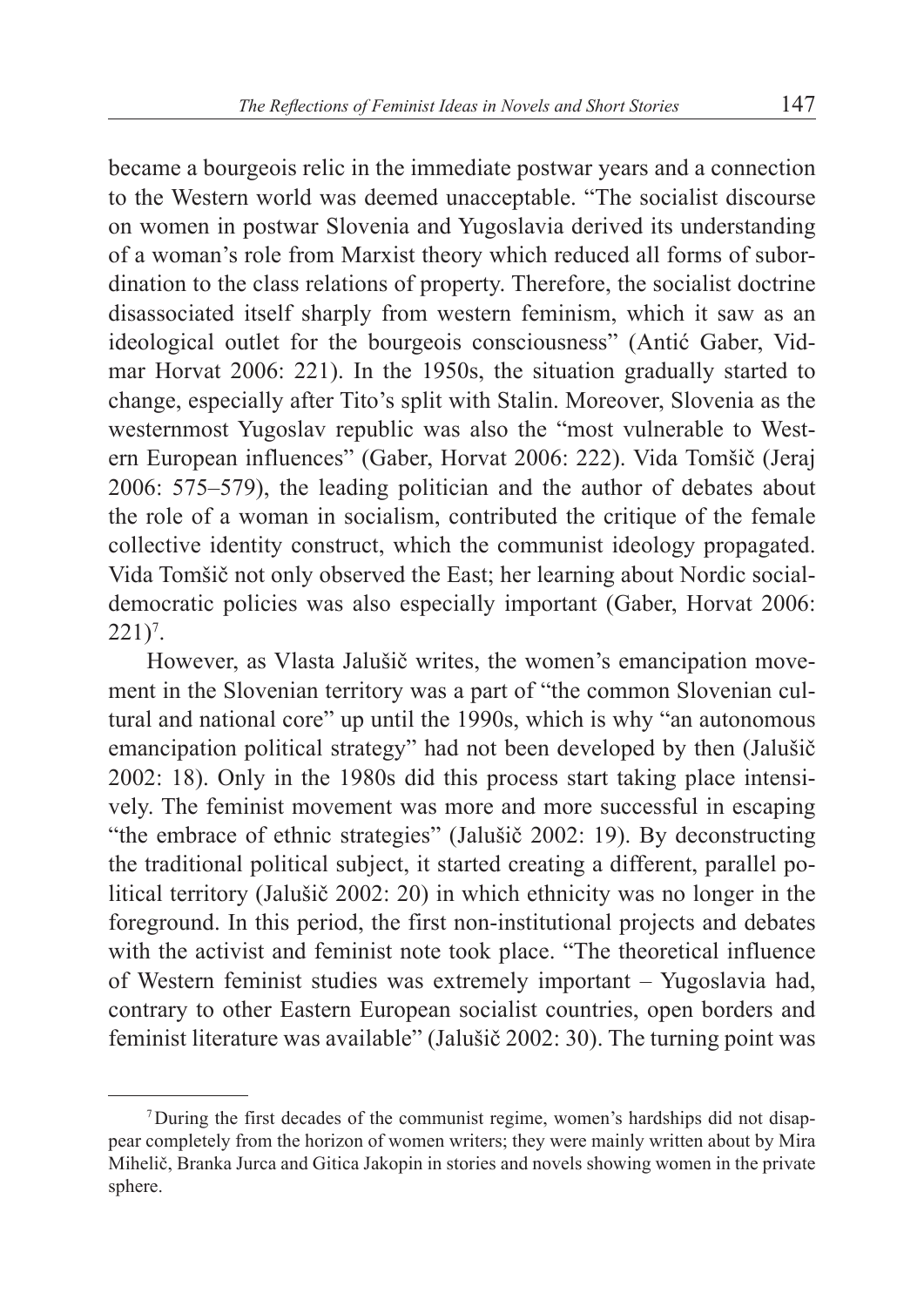became a bourgeois relic in the immediate postwar years and a connection to the Western world was deemed unacceptable. "The socialist discourse on women in postwar Slovenia and Yugoslavia derived its understanding of a woman's role from Marxist theory which reduced all forms of subordination to the class relations of property. Therefore, the socialist doctrine disassociated itself sharply from western feminism, which it saw as an ideological outlet for the bourgeois consciousness" (Antić Gaber, Vidmar Horvat 2006: 221). In the 1950s, the situation gradually started to change, especially after Tito's split with Stalin. Moreover, Slovenia as the westernmost Yugoslav republic was also the "most vulnerable to Western European influences" (Gaber, Horvat 2006: 222). Vida Tomšič (Jeraj 2006: 575–579), the leading politician and the author of debates about the role of a woman in socialism, contributed the critique of the female collective identity construct, which the communist ideology propagated. Vida Tomšič not only observed the East; her learning about Nordic social-democratic policies was also especially important (Gaber, Horvat 2006: 221)[7].

However, as Vlasta Jalušič writes, the women's emancipation movement in the Slovenian territory was a part of "the common Slovenian cultural and national core" up until the 1990s, which is why "an autonomous emancipation political strategy" had not been developed by then (Jalušič 2002: 18). Only in the 1980s did this process start taking place intensively. The feminist movement was more and more successful in escaping "the embrace of ethnic strategies" (Jalušič 2002: 19). By deconstructing the traditional political subject, it started creating a different, parallel political territory (Jalušič 2002: 20) in which ethnicity was no longer in the foreground. In this period, the first non-institutional projects and debates with the activist and feminist note took place. "The theoretical influence of Western feminist studies was extremely important – Yugoslavia had, contrary to other Eastern European socialist countries, open borders and feminist literature was available" (Jalušič 2002: 30). The turning point was

[7] During the first decades of the communist regime, women's hardships did not disappear completely from the horizon of women writers; they were mainly written about by Mira Mihelič, Branka Jurca and Gitica Jakopin in stories and novels showing women in the private sphere.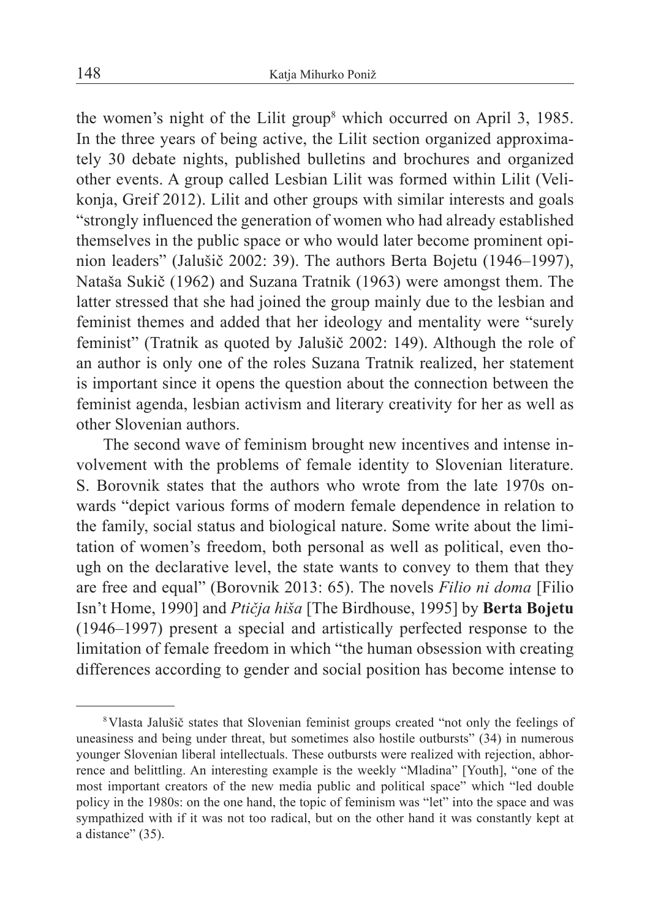the women's night of the Lilit group[8] which occurred on April 3, 1985. In the three years of being active, the Lilit section organized approximately 30 debate nights, published bulletins and brochures and organized other events. A group called Lesbian Lilit was formed within Lilit (Velikonja, Greif 2012). Lilit and other groups with similar interests and goals "strongly influenced the generation of women who had already established themselves in the public space or who would later become prominent opinion leaders" (Jalušič 2002: 39). The authors Berta Bojetu (1946–1997), Nataša Sukič (1962) and Suzana Tratnik (1963) were amongst them. The latter stressed that she had joined the group mainly due to the lesbian and feminist themes and added that her ideology and mentality were "surely feminist" (Tratnik as quoted by Jalušič 2002: 149). Although the role of an author is only one of the roles Suzana Tratnik realized, her statement is important since it opens the question about the connection between the feminist agenda, lesbian activism and literary creativity for her as well as other Slovenian authors.

The second wave of feminism brought new incentives and intense involvement with the problems of female identity to Slovenian literature. S. Borovnik states that the authors who wrote from the late 1970s onwards "depict various forms of modern female dependence in relation to the family, social status and biological nature. Some write about the limitation of women's freedom, both personal as well as political, even though on the declarative level, the state wants to convey to them that they are free and equal" (Borovnik 2013: 65). The novels *Filio ni doma* [Filio Isn't Home, 1990] and *Ptičja hiša* [The Birdhouse, 1995] by **Berta Bojetu** (1946–1997) present a special and artistically perfected response to the limitation of female freedom in which "the human obsession with creating differences according to gender and social position has become intense to

---

[8] Vlasta Jalušič states that Slovenian feminist groups created "not only the feelings of uneasiness and being under threat, but sometimes also hostile outbursts" (34) in numerous younger Slovenian liberal intellectuals. These outbursts were realized with rejection, abhorrence and belittling. An interesting example is the weekly "Mladina" [Youth], "one of the most important creators of the new media public and political space" which "led double policy in the 1980s: on the one hand, the topic of feminism was "let" into the space and was sympathized with if it was not too radical, but on the other hand it was constantly kept at a distance" (35).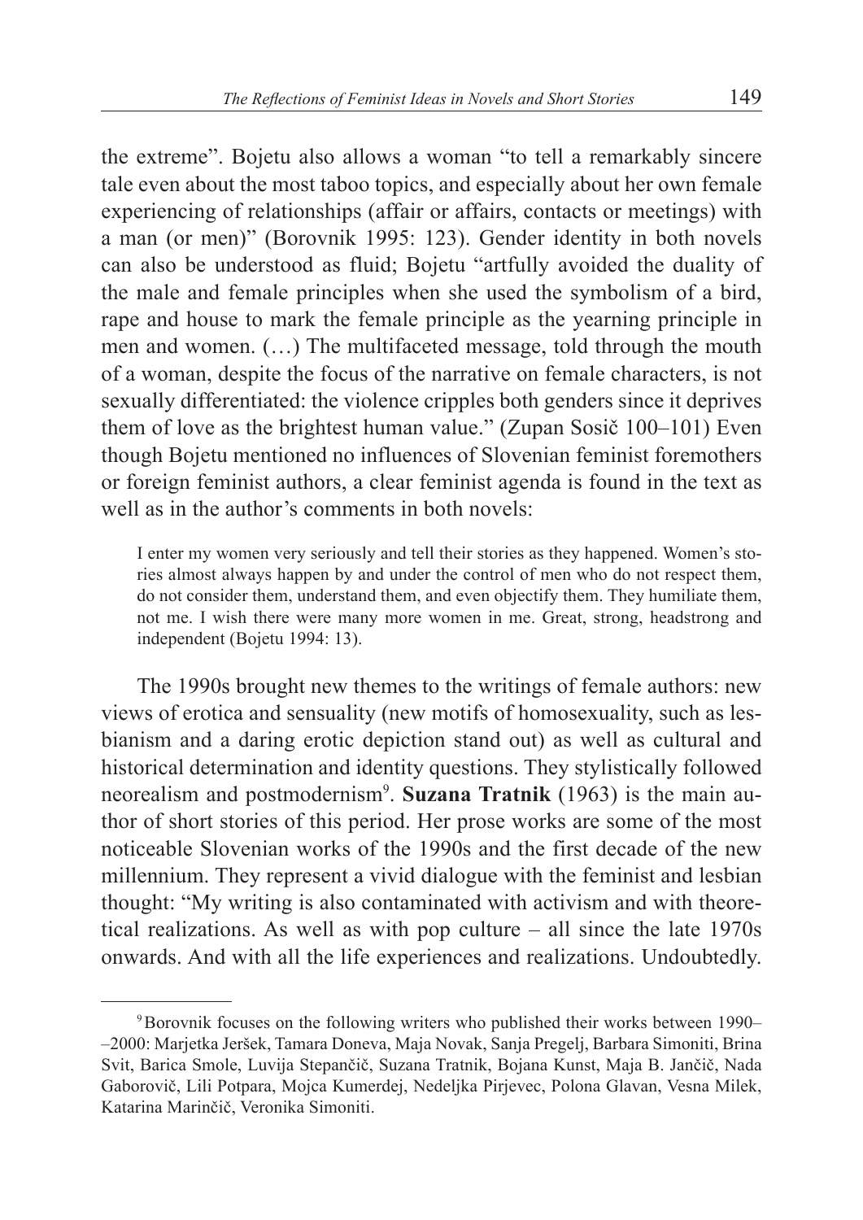the extreme". Bojetu also allows a woman "to tell a remarkably sincere tale even about the most taboo topics, and especially about her own female experiencing of relationships (affair or affairs, contacts or meetings) with a man (or men)" (Borovnik 1995: 123). Gender identity in both novels can also be understood as fluid; Bojetu "artfully avoided the duality of the male and female principles when she used the symbolism of a bird, rape and house to mark the female principle as the yearning principle in men and women. (…) The multifaceted message, told through the mouth of a woman, despite the focus of the narrative on female characters, is not sexually differentiated: the violence cripples both genders since it deprives them of love as the brightest human value." (Zupan Sosič 100–101) Even though Bojetu mentioned no influences of Slovenian feminist foremothers or foreign feminist authors, a clear feminist agenda is found in the text as well as in the author's comments in both novels:

> I enter my women very seriously and tell their stories as they happened. Women's stories almost always happen by and under the control of men who do not respect them, do not consider them, understand them, and even objectify them. They humiliate them, not me. I wish there were many more women in me. Great, strong, headstrong and independent (Bojetu 1994: 13).

The 1990s brought new themes to the writings of female authors: new views of erotica and sensuality (new motifs of homosexuality, such as lesbianism and a daring erotic depiction stand out) as well as cultural and historical determination and identity questions. They stylistically followed neorealism and postmodernism[9]. **Suzana Tratnik** (1963) is the main author of short stories of this period. Her prose works are some of the most noticeable Slovenian works of the 1990s and the first decade of the new millennium. They represent a vivid dialogue with the feminist and lesbian thought: "My writing is also contaminated with activism and with theoretical realizations. As well as with pop culture – all since the late 1970s onwards. And with all the life experiences and realizations. Undoubtedly.

---

[9] Borovnik focuses on the following writers who published their works between 1990–2000: Marjetka Jeršek, Tamara Doneva, Maja Novak, Sanja Pregelj, Barbara Simoniti, Brina Svit, Barica Smole, Luvija Stepančič, Suzana Tratnik, Bojana Kunst, Maja B. Jančič, Nada Gaborovič, Lili Potpara, Mojca Kumerdej, Nedeljka Pirjevec, Polona Glavan, Vesna Milek, Katarina Marinčič, Veronika Simoniti.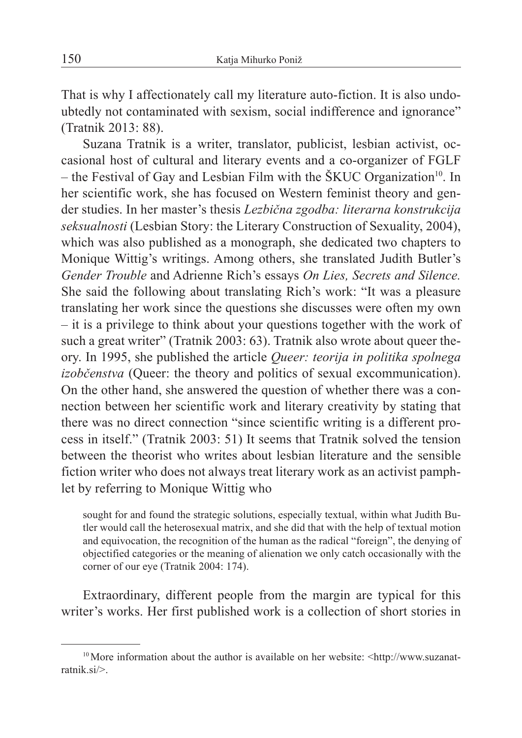That is why I affectionately call my literature auto-fiction. It is also undoubtedly not contaminated with sexism, social indifference and ignorance" (Tratnik 2013: 88).

Suzana Tratnik is a writer, translator, publicist, lesbian activist, occasional host of cultural and literary events and a co-organizer of FGLF – the Festival of Gay and Lesbian Film with the ŠKUC Organization[10]. In her scientific work, she has focused on Western feminist theory and gender studies. In her master's thesis *Lezbična zgodba: literarna konstrukcija seksualnosti* (Lesbian Story: the Literary Construction of Sexuality, 2004), which was also published as a monograph, she dedicated two chapters to Monique Wittig's writings. Among others, she translated Judith Butler's *Gender Trouble* and Adrienne Rich's essays *On Lies, Secrets and Silence.* She said the following about translating Rich's work: "It was a pleasure translating her work since the questions she discusses were often my own – it is a privilege to think about your questions together with the work of such a great writer" (Tratnik 2003: 63). Tratnik also wrote about queer theory. In 1995, she published the article *Queer: teorija in politika spolnega izobčenstva* (Queer: the theory and politics of sexual excommunication). On the other hand, she answered the question of whether there was a connection between her scientific work and literary creativity by stating that there was no direct connection "since scientific writing is a different process in itself." (Tratnik 2003: 51) It seems that Tratnik solved the tension between the theorist who writes about lesbian literature and the sensible fiction writer who does not always treat literary work as an activist pamphlet by referring to Monique Wittig who

> sought for and found the strategic solutions, especially textual, within what Judith Butler would call the heterosexual matrix, and she did that with the help of textual motion and equivocation, the recognition of the human as the radical "foreign", the denying of objectified categories or the meaning of alienation we only catch occasionally with the corner of our eye (Tratnik 2004: 174).

Extraordinary, different people from the margin are typical for this writer's works. Her first published work is a collection of short stories in

[10] More information about the author is available on her website: <http://www.suzanatratnik.si/>.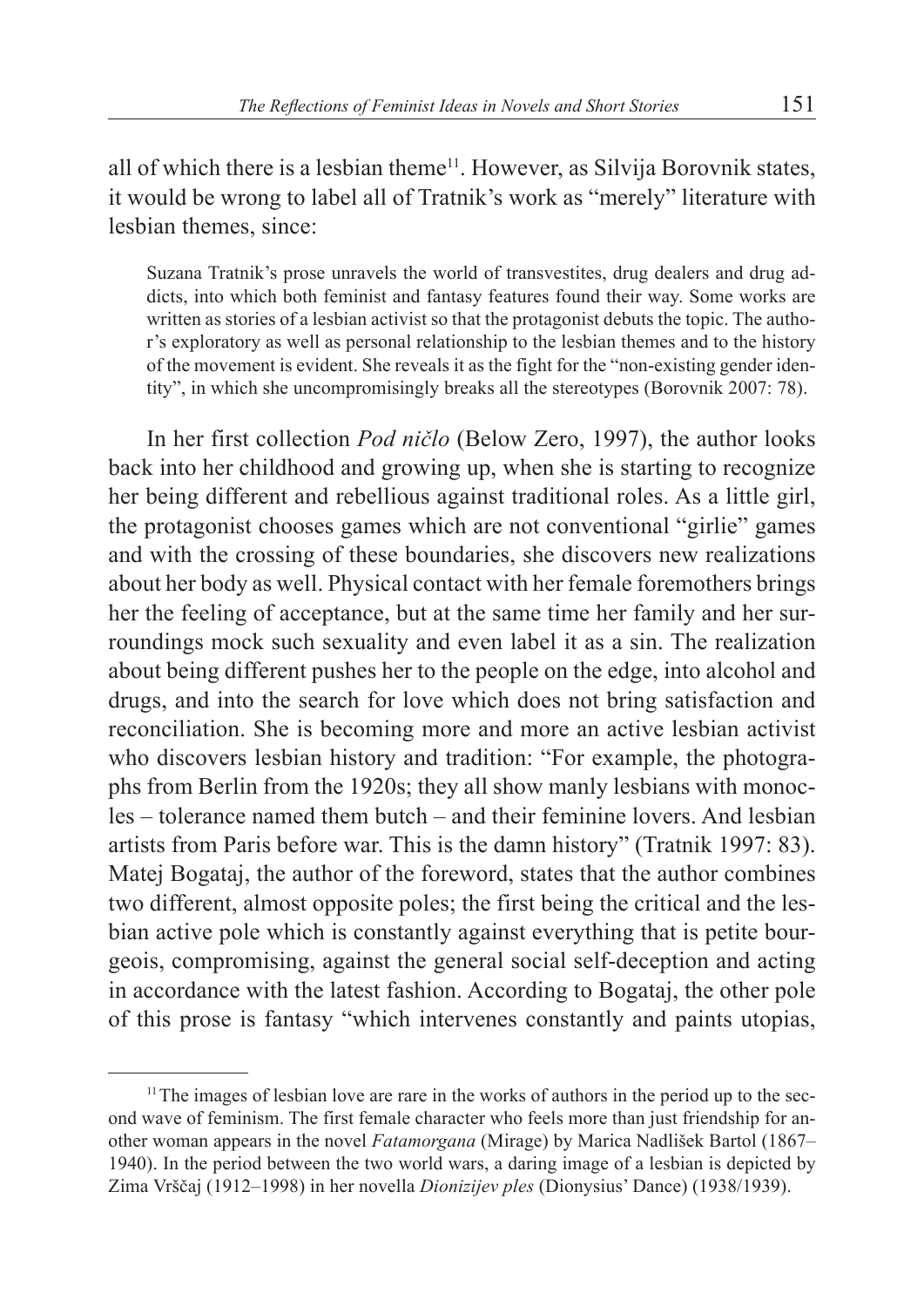all of which there is a lesbian theme[11]. However, as Silvija Borovnik states, it would be wrong to label all of Tratnik's work as "merely" literature with lesbian themes, since:

> Suzana Tratnik's prose unravels the world of transvestites, drug dealers and drug addicts, into which both feminist and fantasy features found their way. Some works are written as stories of a lesbian activist so that the protagonist debuts the topic. The author's exploratory as well as personal relationship to the lesbian themes and to the history of the movement is evident. She reveals it as the fight for the "non-existing gender identity", in which she uncompromisingly breaks all the stereotypes (Borovnik 2007: 78).

In her first collection *Pod ničlo* (Below Zero, 1997), the author looks back into her childhood and growing up, when she is starting to recognize her being different and rebellious against traditional roles. As a little girl, the protagonist chooses games which are not conventional "girlie" games and with the crossing of these boundaries, she discovers new realizations about her body as well. Physical contact with her female foremothers brings her the feeling of acceptance, but at the same time her family and her surroundings mock such sexuality and even label it as a sin. The realization about being different pushes her to the people on the edge, into alcohol and drugs, and into the search for love which does not bring satisfaction and reconciliation. She is becoming more and more an active lesbian activist who discovers lesbian history and tradition: "For example, the photographs from Berlin from the 1920s; they all show manly lesbians with monocles – tolerance named them butch – and their feminine lovers. And lesbian artists from Paris before war. This is the damn history" (Tratnik 1997: 83). Matej Bogataj, the author of the foreword, states that the author combines two different, almost opposite poles; the first being the critical and the lesbian active pole which is constantly against everything that is petite bourgeois, compromising, against the general social self-deception and acting in accordance with the latest fashion. According to Bogataj, the other pole of this prose is fantasy "which intervenes constantly and paints utopias,

---

[11] The images of lesbian love are rare in the works of authors in the period up to the second wave of feminism. The first female character who feels more than just friendship for another woman appears in the novel *Fatamorgana* (Mirage) by Marica Nadlišek Bartol (1867–1940). In the period between the two world wars, a daring image of a lesbian is depicted by Zima Vrščaj (1912–1998) in her novella *Dionizijev ples* (Dionysius' Dance) (1938/1939).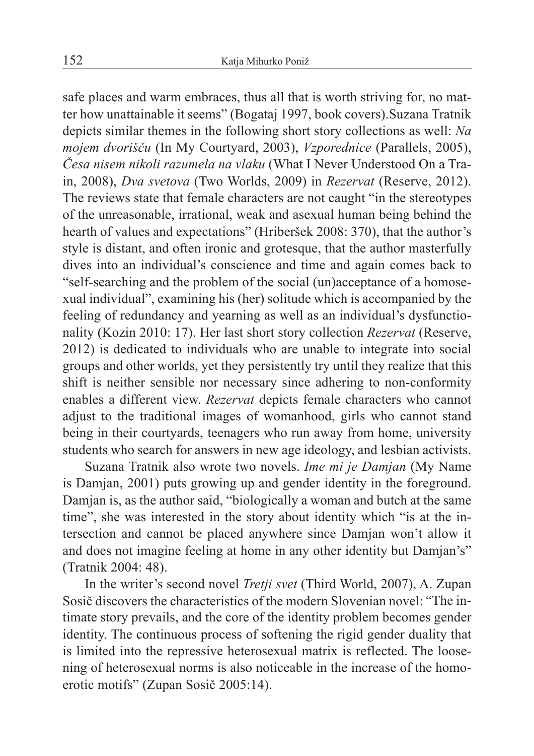safe places and warm embraces, thus all that is worth striving for, no matter how unattainable it seems" (Bogataj 1997, book covers).Suzana Tratnik depicts similar themes in the following short story collections as well: *Na mojem dvorišču* (In My Courtyard, 2003), *Vzporednice* (Parallels, 2005), *Česa nisem nikoli razumela na vlaku* (What I Never Understood On a Train, 2008), *Dva svetova* (Two Worlds, 2009) in *Rezervat* (Reserve, 2012). The reviews state that female characters are not caught "in the stereotypes of the unreasonable, irrational, weak and asexual human being behind the hearth of values and expectations" (Hriberšek 2008: 370), that the author's style is distant, and often ironic and grotesque, that the author masterfully dives into an individual's conscience and time and again comes back to "self-searching and the problem of the social (un)acceptance of a homosexual individual", examining his (her) solitude which is accompanied by the feeling of redundancy and yearning as well as an individual's dysfunctionality (Kozin 2010: 17). Her last short story collection *Rezervat* (Reserve, 2012) is dedicated to individuals who are unable to integrate into social groups and other worlds, yet they persistently try until they realize that this shift is neither sensible nor necessary since adhering to non-conformity enables a different view. *Rezervat* depicts female characters who cannot adjust to the traditional images of womanhood, girls who cannot stand being in their courtyards, teenagers who run away from home, university students who search for answers in new age ideology, and lesbian activists.

Suzana Tratnik also wrote two novels. *Ime mi je Damjan* (My Name is Damjan, 2001) puts growing up and gender identity in the foreground. Damjan is, as the author said, "biologically a woman and butch at the same time", she was interested in the story about identity which "is at the intersection and cannot be placed anywhere since Damjan won't allow it and does not imagine feeling at home in any other identity but Damjan's" (Tratnik 2004: 48).

In the writer's second novel *Tretji svet* (Third World, 2007), A. Zupan Sosič discovers the characteristics of the modern Slovenian novel: "The intimate story prevails, and the core of the identity problem becomes gender identity. The continuous process of softening the rigid gender duality that is limited into the repressive heterosexual matrix is reflected. The loosening of heterosexual norms is also noticeable in the increase of the homoerotic motifs" (Zupan Sosič 2005:14).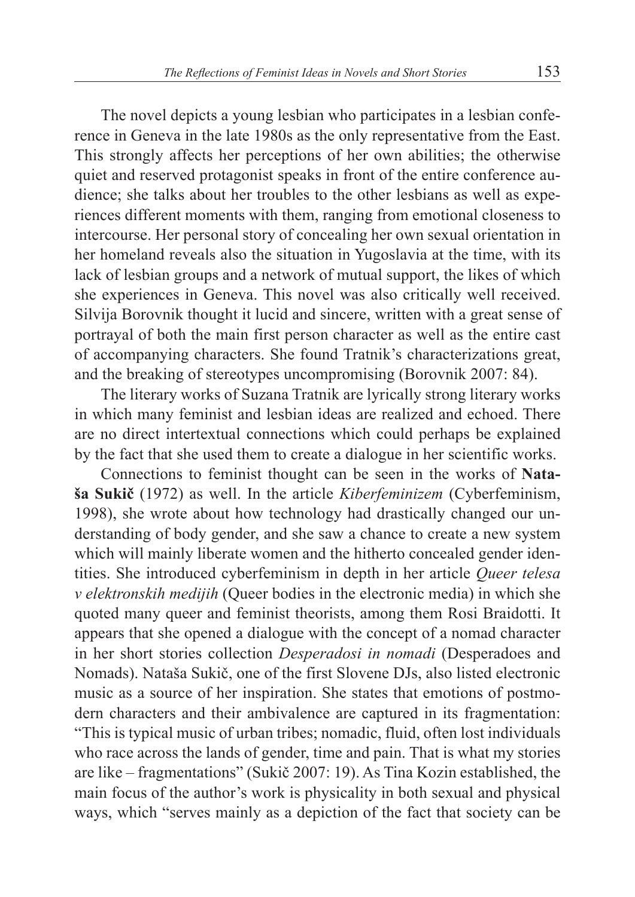The novel depicts a young lesbian who participates in a lesbian conference in Geneva in the late 1980s as the only representative from the East. This strongly affects her perceptions of her own abilities; the otherwise quiet and reserved protagonist speaks in front of the entire conference audience; she talks about her troubles to the other lesbians as well as experiences different moments with them, ranging from emotional closeness to intercourse. Her personal story of concealing her own sexual orientation in her homeland reveals also the situation in Yugoslavia at the time, with its lack of lesbian groups and a network of mutual support, the likes of which she experiences in Geneva. This novel was also critically well received. Silvija Borovnik thought it lucid and sincere, written with a great sense of portrayal of both the main first person character as well as the entire cast of accompanying characters. She found Tratnik's characterizations great, and the breaking of stereotypes uncompromising (Borovnik 2007: 84).

The literary works of Suzana Tratnik are lyrically strong literary works in which many feminist and lesbian ideas are realized and echoed. There are no direct intertextual connections which could perhaps be explained by the fact that she used them to create a dialogue in her scientific works.

Connections to feminist thought can be seen in the works of **Nataša Sukič** (1972) as well. In the article *Kiberfeminizem* (Cyberfeminism, 1998), she wrote about how technology had drastically changed our understanding of body gender, and she saw a chance to create a new system which will mainly liberate women and the hitherto concealed gender identities. She introduced cyberfeminism in depth in her article *Queer telesa v elektronskih medijih* (Queer bodies in the electronic media) in which she quoted many queer and feminist theorists, among them Rosi Braidotti. It appears that she opened a dialogue with the concept of a nomad character in her short stories collection *Desperadosi in nomadi* (Desperadoes and Nomads). Nataša Sukič, one of the first Slovene DJs, also listed electronic music as a source of her inspiration. She states that emotions of postmodern characters and their ambivalence are captured in its fragmentation: "This is typical music of urban tribes; nomadic, fluid, often lost individuals who race across the lands of gender, time and pain. That is what my stories are like – fragmentations" (Sukič 2007: 19). As Tina Kozin established, the main focus of the author's work is physicality in both sexual and physical ways, which "serves mainly as a depiction of the fact that society can be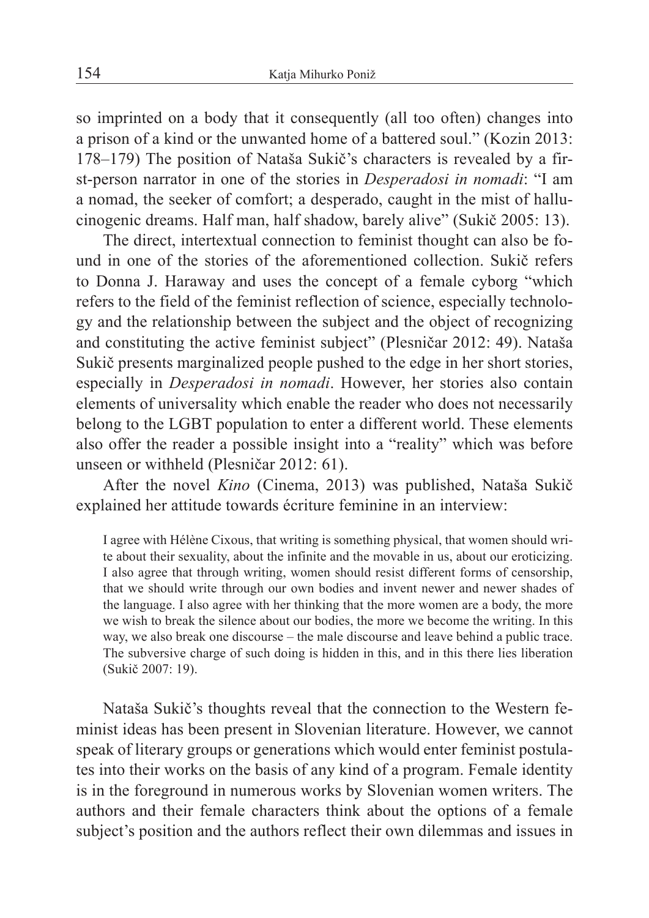so imprinted on a body that it consequently (all too often) changes into a prison of a kind or the unwanted home of a battered soul." (Kozin 2013: 178–179) The position of Nataša Sukič's characters is revealed by a first-person narrator in one of the stories in *Desperadosi in nomadi*: "I am a nomad, the seeker of comfort; a desperado, caught in the mist of hallucinogenic dreams. Half man, half shadow, barely alive" (Sukič 2005: 13).

The direct, intertextual connection to feminist thought can also be found in one of the stories of the aforementioned collection. Sukič refers to Donna J. Haraway and uses the concept of a female cyborg "which refers to the field of the feminist reflection of science, especially technology and the relationship between the subject and the object of recognizing and constituting the active feminist subject" (Plesničar 2012: 49). Nataša Sukič presents marginalized people pushed to the edge in her short stories, especially in *Desperadosi in nomadi*. However, her stories also contain elements of universality which enable the reader who does not necessarily belong to the LGBT population to enter a different world. These elements also offer the reader a possible insight into a "reality" which was before unseen or withheld (Plesničar 2012: 61).

After the novel *Kino* (Cinema, 2013) was published, Nataša Sukič explained her attitude towards écriture feminine in an interview:

> I agree with Hélène Cixous, that writing is something physical, that women should write about their sexuality, about the infinite and the movable in us, about our eroticizing. I also agree that through writing, women should resist different forms of censorship, that we should write through our own bodies and invent newer and newer shades of the language. I also agree with her thinking that the more women are a body, the more we wish to break the silence about our bodies, the more we become the writing. In this way, we also break one discourse – the male discourse and leave behind a public trace. The subversive charge of such doing is hidden in this, and in this there lies liberation (Sukič 2007: 19).

Nataša Sukič's thoughts reveal that the connection to the Western feminist ideas has been present in Slovenian literature. However, we cannot speak of literary groups or generations which would enter feminist postulates into their works on the basis of any kind of a program. Female identity is in the foreground in numerous works by Slovenian women writers. The authors and their female characters think about the options of a female subject's position and the authors reflect their own dilemmas and issues in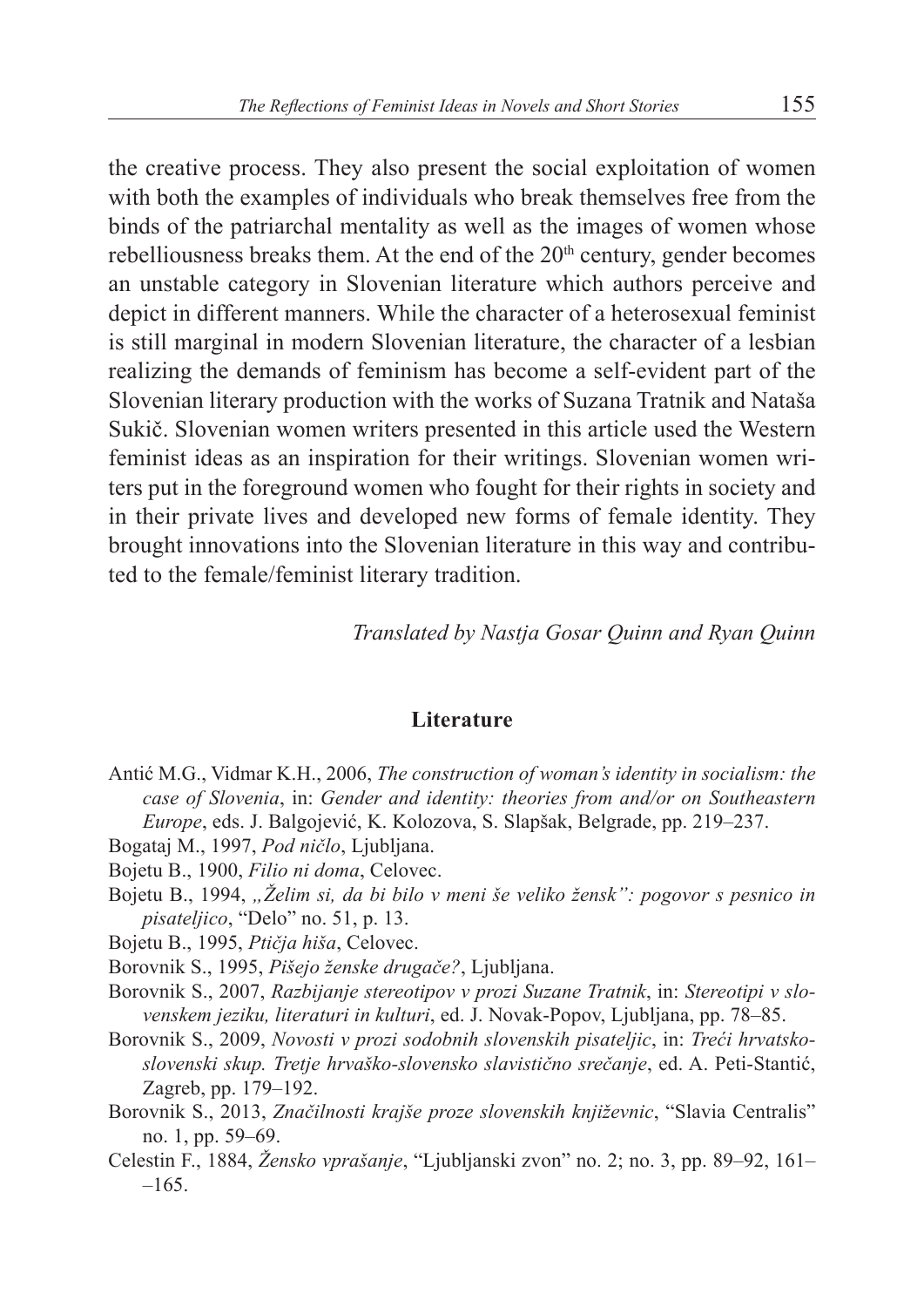the creative process. They also present the social exploitation of women with both the examples of individuals who break themselves free from the binds of the patriarchal mentality as well as the images of women whose rebelliousness breaks them. At the end of the 20th century, gender becomes an unstable category in Slovenian literature which authors perceive and depict in different manners. While the character of a heterosexual feminist is still marginal in modern Slovenian literature, the character of a lesbian realizing the demands of feminism has become a self-evident part of the Slovenian literary production with the works of Suzana Tratnik and Nataša Sukič. Slovenian women writers presented in this article used the Western feminist ideas as an inspiration for their writings. Slovenian women writers put in the foreground women who fought for their rights in society and in their private lives and developed new forms of female identity. They brought innovations into the Slovenian literature in this way and contributed to the female/feminist literary tradition.

*Translated by Nastja Gosar Quinn and Ryan Quinn*

## Literature

Antić M.G., Vidmar K.H., 2006, *The construction of woman's identity in socialism: the case of Slovenia*, in: *Gender and identity: theories from and/or on Southeastern Europe*, eds. J. Balgojević, K. Kolozova, S. Slapšak, Belgrade, pp. 219–237.

Bogataj M., 1997, *Pod ničlo*, Ljubljana.

Bojetu B., 1900, *Filio ni doma*, Celovec.

Bojetu B., 1994, *„Želim si, da bi bilo v meni še veliko žensk": pogovor s pesnico in pisateljico*, "Delo" no. 51, p. 13.

Bojetu B., 1995, *Ptičja hiša*, Celovec.

Borovnik S., 1995, *Pišejo ženske drugače?*, Ljubljana.

Borovnik S., 2007, *Razbijanje stereotipov v prozi Suzane Tratnik*, in: *Stereotipi v slovenskem jeziku, literaturi in kulturi*, ed. J. Novak-Popov, Ljubljana, pp. 78–85.

Borovnik S., 2009, *Novosti v prozi sodobnih slovenskih pisateljic*, in: *Treći hrvatsko-slovenski skup. Tretje hrvaško-slovensko slavistično srečanje*, ed. A. Peti-Stantić, Zagreb, pp. 179–192.

Borovnik S., 2013, *Značilnosti krajše proze slovenskih književnic*, "Slavia Centralis" no. 1, pp. 59–69.

Celestin F., 1884, *Žensko vprašanje*, "Ljubljanski zvon" no. 2; no. 3, pp. 89–92, 161–165.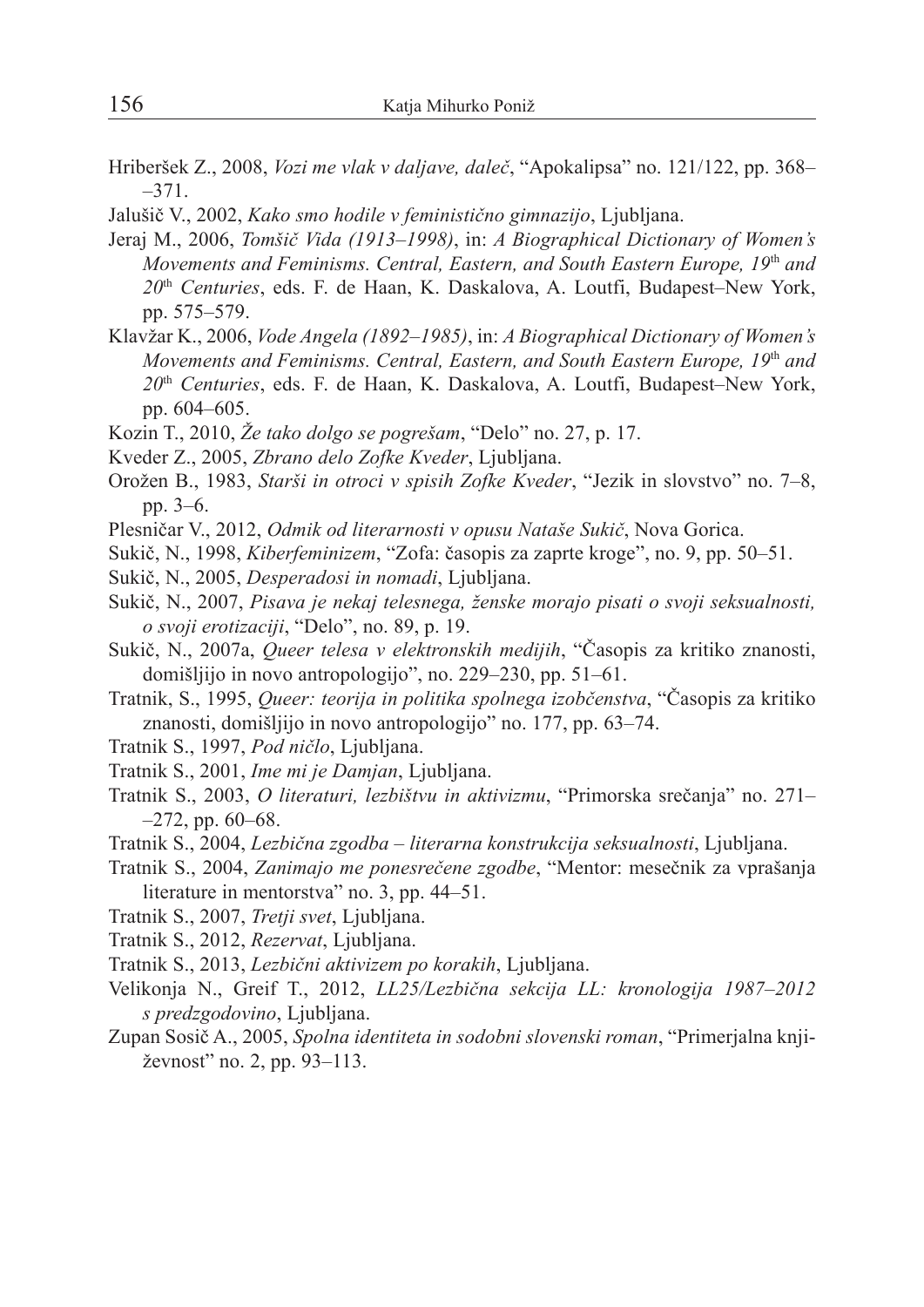Hriberšek Z., 2008, *Vozi me vlak v daljave, daleč*, "Apokalipsa" no. 121/122, pp. 368–371.

Jalušič V., 2002, *Kako smo hodile v feministično gimnazijo*, Ljubljana.

Jeraj M., 2006, *Tomšič Vida (1913–1998)*, in: *A Biographical Dictionary of Women's Movements and Feminisms. Central, Eastern, and South Eastern Europe, 19th and 20th Centuries*, eds. F. de Haan, K. Daskalova, A. Loutfi, Budapest–New York, pp. 575–579.

Klavžar K., 2006, *Vode Angela (1892–1985)*, in: *A Biographical Dictionary of Women's Movements and Feminisms. Central, Eastern, and South Eastern Europe, 19th and 20th Centuries*, eds. F. de Haan, K. Daskalova, A. Loutfi, Budapest–New York, pp. 604–605.

Kozin T., 2010, *Že tako dolgo se pogrešam*, "Delo" no. 27, p. 17.

Kveder Z., 2005, *Zbrano delo Zofke Kveder*, Ljubljana.

Orožen B., 1983, *Starši in otroci v spisih Zofke Kveder*, "Jezik in slovstvo" no. 7–8, pp. 3–6.

Plesničar V., 2012, *Odmik od literarnosti v opusu Nataše Sukič*, Nova Gorica.

Sukič, N., 1998, *Kiberfeminizem*, "Zofa: časopis za zaprte kroge", no. 9, pp. 50–51.

Sukič, N., 2005, *Desperadosi in nomadi*, Ljubljana.

Sukič, N., 2007, *Pisava je nekaj telesnega, ženske morajo pisati o svoji seksualnosti, o svoji erotizaciji*, "Delo", no. 89, p. 19.

Sukič, N., 2007a, *Queer telesa v elektronskih medijih*, "Časopis za kritiko znanosti, domišljijo in novo antropologijo", no. 229–230, pp. 51–61.

Tratnik, S., 1995, *Queer: teorija in politika spolnega izobčenstva*, "Časopis za kritiko znanosti, domišljijo in novo antropologijo" no. 177, pp. 63–74.

Tratnik S., 1997, *Pod ničlo*, Ljubljana.

Tratnik S., 2001, *Ime mi je Damjan*, Ljubljana.

Tratnik S., 2003, *O literaturi, lezbištvu in aktivizmu*, "Primorska srečanja" no. 271–272, pp. 60–68.

Tratnik S., 2004, *Lezbična zgodba – literarna konstrukcija seksualnosti*, Ljubljana.

Tratnik S., 2004, *Zanimajo me ponesrečene zgodbe*, "Mentor: mesečnik za vprašanja literature in mentorstva" no. 3, pp. 44–51.

Tratnik S., 2007, *Tretji svet*, Ljubljana.

Tratnik S., 2012, *Rezervat*, Ljubljana.

Tratnik S., 2013, *Lezbični aktivizem po korakih*, Ljubljana.

Velikonja N., Greif T., 2012, *LL25/Lezbična sekcija LL: kronologija 1987–2012 s predzgodovino*, Ljubljana.

Zupan Sosič A., 2005, *Spolna identiteta in sodobni slovenski roman*, "Primerjalna književnost" no. 2, pp. 93–113.